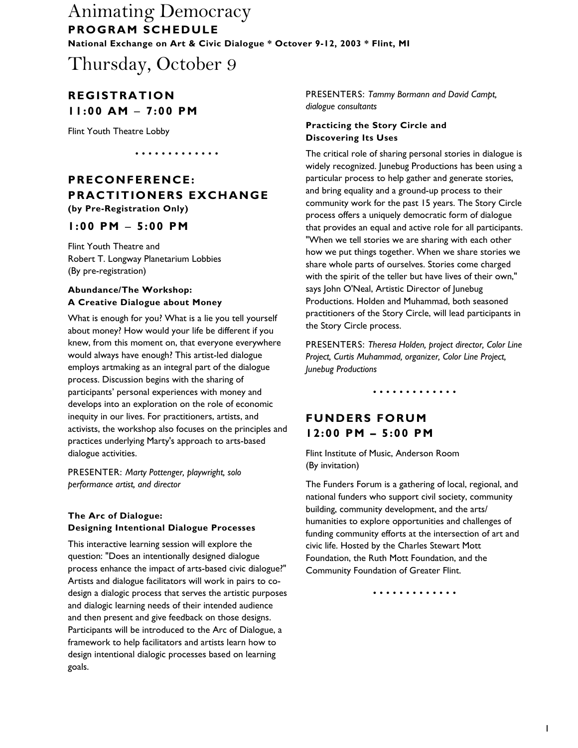# Animating Democracy

**PROGRAM SCHEDULE**

**National Exchange on Art & Civic Dialogue * Octover 9-12, 2003 * Flint, MI**

# Thursday, October 9

## REGISTRATION
## 11:00 AM – 7:00 PM

Flint Youth Theatre Lobby

• • • • • • • • • • • • •

## PRECONFERENCE: PRACTITIONERS EXCHANGE

**(by Pre-Registration Only)**

## 1:00 PM – 5:00 PM

Flint Youth Theatre and
Robert T. Longway Planetarium Lobbies
(By pre-registration)

### Abundance/The Workshop: A Creative Dialogue about Money

What is enough for you? What is a lie you tell yourself about money? How would your life be different if you knew, from this moment on, that everyone everywhere would always have enough? This artist-led dialogue employs artmaking as an integral part of the dialogue process. Discussion begins with the sharing of participants' personal experiences with money and develops into an exploration on the role of economic inequity in our lives. For practitioners, artists, and activists, the workshop also focuses on the principles and practices underlying Marty's approach to arts-based dialogue activities.

PRESENTER: *Marty Pottenger, playwright, solo performance artist, and director*

### The Arc of Dialogue: Designing Intentional Dialogue Processes

This interactive learning session will explore the question: "Does an intentionally designed dialogue process enhance the impact of arts-based civic dialogue?" Artists and dialogue facilitators will work in pairs to co-design a dialogic process that serves the artistic purposes and dialogic learning needs of their intended audience and then present and give feedback on those designs. Participants will be introduced to the Arc of Dialogue, a framework to help facilitators and artists learn how to design intentional dialogic processes based on learning goals.

PRESENTERS: *Tammy Bormann and David Campt, dialogue consultants*

### Practicing the Story Circle and Discovering Its Uses

The critical role of sharing personal stories in dialogue is widely recognized. Junebug Productions has been using a particular process to help gather and generate stories, and bring equality and a ground-up process to their community work for the past 15 years. The Story Circle process offers a uniquely democratic form of dialogue that provides an equal and active role for all participants. "When we tell stories we are sharing with each other how we put things together. When we share stories we share whole parts of ourselves. Stories come charged with the spirit of the teller but have lives of their own," says John O'Neal, Artistic Director of Junebug Productions. Holden and Muhammad, both seasoned practitioners of the Story Circle, will lead participants in the Story Circle process.

PRESENTERS: *Theresa Holden, project director, Color Line Project, Curtis Muhammad, organizer, Color Line Project, Junebug Productions*

• • • • • • • • • • • • •

## FUNDERS FORUM
## 12:00 PM – 5:00 PM

Flint Institute of Music, Anderson Room
(By invitation)

The Funders Forum is a gathering of local, regional, and national funders who support civil society, community building, community development, and the arts/ humanities to explore opportunities and challenges of funding community efforts at the intersection of art and civic life. Hosted by the Charles Stewart Mott Foundation, the Ruth Mott Foundation, and the Community Foundation of Greater Flint.

• • • • • • • • • • • • •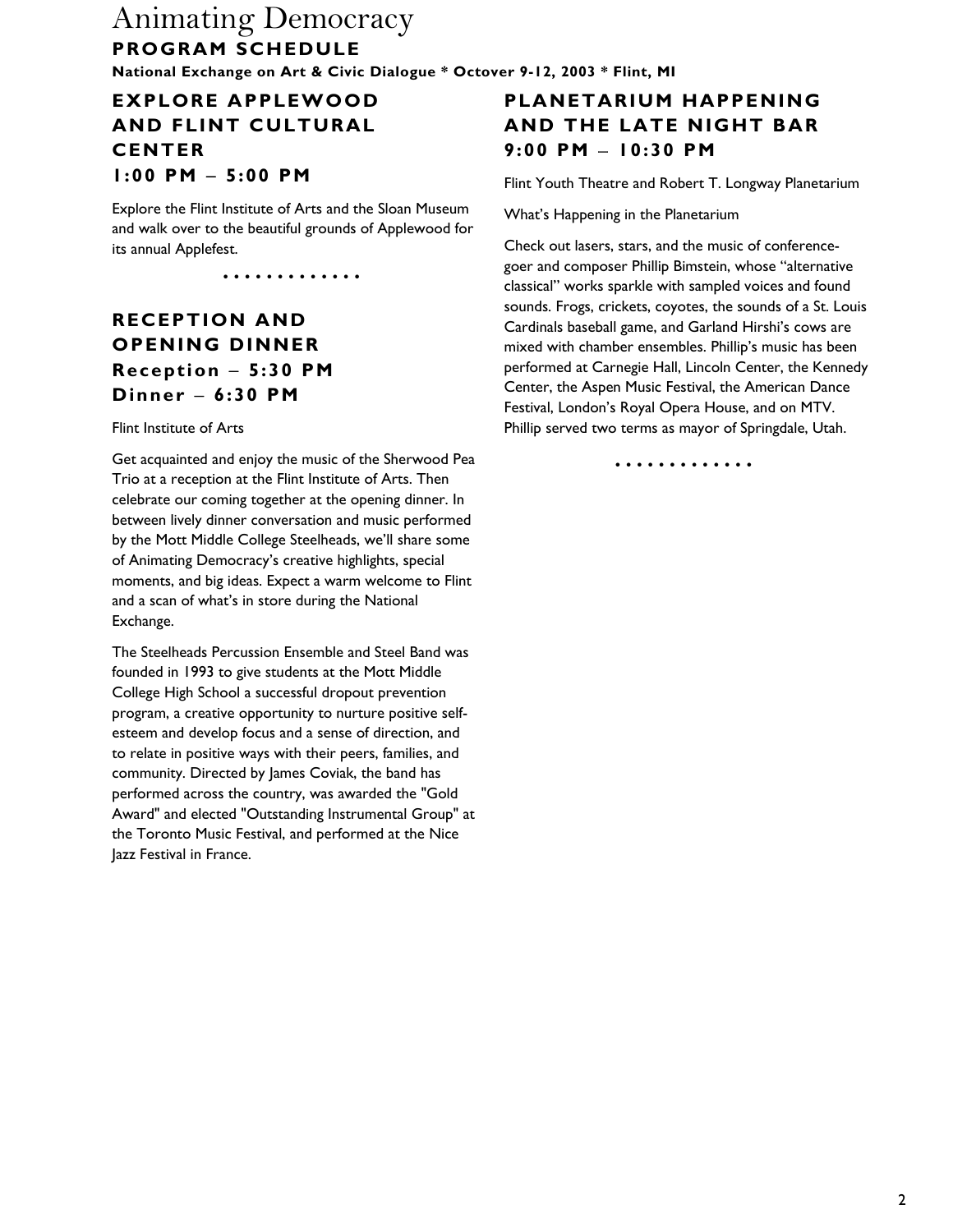# Animating Democracy

## PROGRAM SCHEDULE

**National Exchange on Art & Civic Dialogue * Octover 9-12, 2003 * Flint, MI**

### EXPLORE APPLEWOOD AND FLINT CULTURAL CENTER
### 1:00 PM – 5:00 PM

Explore the Flint Institute of Arts and the Sloan Museum and walk over to the beautiful grounds of Applewood for its annual Applefest.

• • • • • • • • • • • • •

### RECEPTION AND OPENING DINNER
### Reception – 5:30 PM
### Dinner – 6:30 PM

Flint Institute of Arts

Get acquainted and enjoy the music of the Sherwood Pea Trio at a reception at the Flint Institute of Arts. Then celebrate our coming together at the opening dinner. In between lively dinner conversation and music performed by the Mott Middle College Steelheads, we'll share some of Animating Democracy's creative highlights, special moments, and big ideas. Expect a warm welcome to Flint and a scan of what's in store during the National Exchange.

The Steelheads Percussion Ensemble and Steel Band was founded in 1993 to give students at the Mott Middle College High School a successful dropout prevention program, a creative opportunity to nurture positive self-esteem and develop focus and a sense of direction, and to relate in positive ways with their peers, families, and community. Directed by James Coviak, the band has performed across the country, was awarded the "Gold Award" and elected "Outstanding Instrumental Group" at the Toronto Music Festival, and performed at the Nice Jazz Festival in France.

### PLANETARIUM HAPPENING AND THE LATE NIGHT BAR
### 9:00 PM – 10:30 PM

Flint Youth Theatre and Robert T. Longway Planetarium

What's Happening in the Planetarium

Check out lasers, stars, and the music of conference-goer and composer Phillip Bimstein, whose "alternative classical" works sparkle with sampled voices and found sounds. Frogs, crickets, coyotes, the sounds of a St. Louis Cardinals baseball game, and Garland Hirshi's cows are mixed with chamber ensembles. Phillip's music has been performed at Carnegie Hall, Lincoln Center, the Kennedy Center, the Aspen Music Festival, the American Dance Festival, London's Royal Opera House, and on MTV. Phillip served two terms as mayor of Springdale, Utah.

• • • • • • • • • • • • •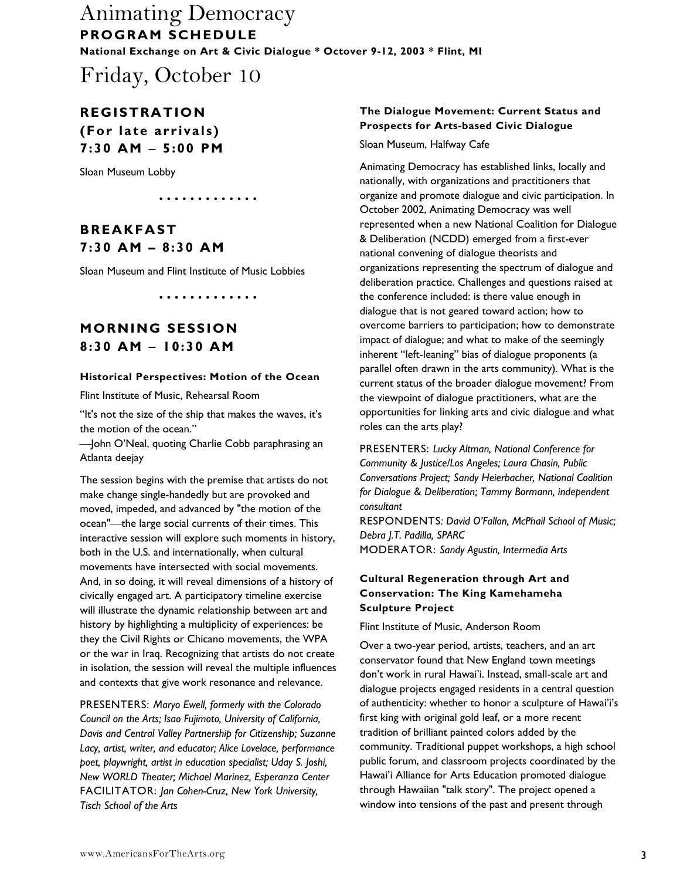# Animating Democracy

**PROGRAM SCHEDULE**

**National Exchange on Art & Civic Dialogue * Octover 9-12, 2003 * Flint, MI**

# Friday, October 10

## REGISTRATION (For late arrivals) 7:30 AM – 5:00 PM

Sloan Museum Lobby

. . . . . . . . . . . . .

## BREAKFAST 7:30 AM – 8:30 AM

Sloan Museum and Flint Institute of Music Lobbies

. . . . . . . . . . . . .

## MORNING SESSION 8:30 AM – 10:30 AM

### Historical Perspectives: Motion of the Ocean

Flint Institute of Music, Rehearsal Room

"It's not the size of the ship that makes the waves, it's the motion of the ocean."
—John O'Neal, quoting Charlie Cobb paraphrasing an Atlanta deejay

The session begins with the premise that artists do not make change single-handedly but are provoked and moved, impeded, and advanced by "the motion of the ocean"—the large social currents of their times. This interactive session will explore such moments in history, both in the U.S. and internationally, when cultural movements have intersected with social movements. And, in so doing, it will reveal dimensions of a history of civically engaged art. A participatory timeline exercise will illustrate the dynamic relationship between art and history by highlighting a multiplicity of experiences: be they the Civil Rights or Chicano movements, the WPA or the war in Iraq. Recognizing that artists do not create in isolation, the session will reveal the multiple influences and contexts that give work resonance and relevance.

PRESENTERS: *Maryo Ewell, formerly with the Colorado Council on the Arts; Isao Fujimoto, University of California, Davis and Central Valley Partnership for Citizenship; Suzanne Lacy, artist, writer, and educator; Alice Lovelace, performance poet, playwright, artist in education specialist; Uday S. Joshi, New WORLD Theater; Michael Marinez, Esperanza Center*
FACILITATOR: *Jan Cohen-Cruz, New York University, Tisch School of the Arts*

### The Dialogue Movement: Current Status and Prospects for Arts-based Civic Dialogue

Sloan Museum, Halfway Cafe

Animating Democracy has established links, locally and nationally, with organizations and practitioners that organize and promote dialogue and civic participation. In October 2002, Animating Democracy was well represented when a new National Coalition for Dialogue & Deliberation (NCDD) emerged from a first-ever national convening of dialogue theorists and organizations representing the spectrum of dialogue and deliberation practice. Challenges and questions raised at the conference included: is there value enough in dialogue that is not geared toward action; how to overcome barriers to participation; how to demonstrate impact of dialogue; and what to make of the seemingly inherent "left-leaning" bias of dialogue proponents (a parallel often drawn in the arts community). What is the current status of the broader dialogue movement? From the viewpoint of dialogue practitioners, what are the opportunities for linking arts and civic dialogue and what roles can the arts play?

PRESENTERS: *Lucky Altman, National Conference for Community & Justice/Los Angeles; Laura Chasin, Public Conversations Project; Sandy Heierbacher, National Coalition for Dialogue & Deliberation; Tammy Bormann, independent consultant*
RESPONDENTS*: David O'Fallon, McPhail School of Music; Debra J.T. Padilla, SPARC*
MODERATOR: *Sandy Agustin, Intermedia Arts*

### Cultural Regeneration through Art and Conservation: The King Kamehameha Sculpture Project

Flint Institute of Music, Anderson Room

Over a two-year period, artists, teachers, and an art conservator found that New England town meetings don't work in rural Hawai'i. Instead, small-scale art and dialogue projects engaged residents in a central question of authenticity: whether to honor a sculpture of Hawai'i's first king with original gold leaf, or a more recent tradition of brilliant painted colors added by the community. Traditional puppet workshops, a high school public forum, and classroom projects coordinated by the Hawai'i Alliance for Arts Education promoted dialogue through Hawaiian "talk story". The project opened a window into tensions of the past and present through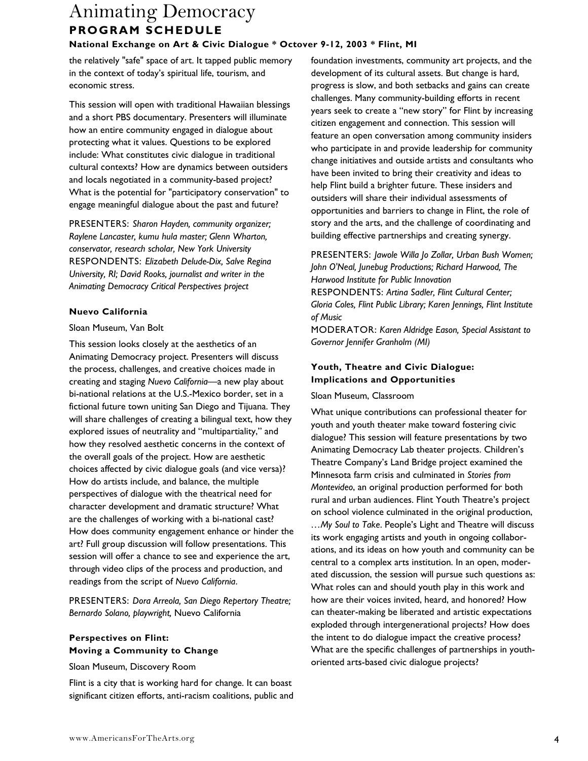the relatively "safe" space of art. It tapped public memory in the context of today's spiritual life, tourism, and economic stress.

This session will open with traditional Hawaiian blessings and a short PBS documentary. Presenters will illuminate how an entire community engaged in dialogue about protecting what it values. Questions to be explored include: What constitutes civic dialogue in traditional cultural contexts? How are dynamics between outsiders and locals negotiated in a community-based project? What is the potential for "participatory conservation" to engage meaningful dialogue about the past and future?

PRESENTERS: *Sharon Hayden, community organizer; Raylene Lancaster, kumu hula master; Glenn Wharton, conservator, research scholar, New York University*
RESPONDENTS: *Elizabeth Delude-Dix, Salve Regina University, RI; David Rooks, journalist and writer in the Animating Democracy Critical Perspectives project*

### Nuevo California

Sloan Museum, Van Bolt

This session looks closely at the aesthetics of an Animating Democracy project. Presenters will discuss the process, challenges, and creative choices made in creating and staging *Nuevo California*—a new play about bi-national relations at the U.S.-Mexico border, set in a fictional future town uniting San Diego and Tijuana. They will share challenges of creating a bilingual text, how they explored issues of neutrality and "multipartiality," and how they resolved aesthetic concerns in the context of the overall goals of the project. How are aesthetic choices affected by civic dialogue goals (and vice versa)? How do artists include, and balance, the multiple perspectives of dialogue with the theatrical need for character development and dramatic structure? What are the challenges of working with a bi-national cast? How does community engagement enhance or hinder the art? Full group discussion will follow presentations. This session will offer a chance to see and experience the art, through video clips of the process and production, and readings from the script of *Nuevo California*.

PRESENTERS: *Dora Arreola, San Diego Repertory Theatre; Bernardo Solano, playwright,* Nuevo California

### Perspectives on Flint: Moving a Community to Change

Sloan Museum, Discovery Room

Flint is a city that is working hard for change. It can boast significant citizen efforts, anti-racism coalitions, public and foundation investments, community art projects, and the development of its cultural assets. But change is hard, progress is slow, and both setbacks and gains can create challenges. Many community-building efforts in recent years seek to create a "new story" for Flint by increasing citizen engagement and connection. This session will feature an open conversation among community insiders who participate in and provide leadership for community change initiatives and outside artists and consultants who have been invited to bring their creativity and ideas to help Flint build a brighter future. These insiders and outsiders will share their individual assessments of opportunities and barriers to change in Flint, the role of story and the arts, and the challenge of coordinating and building effective partnerships and creating synergy.

PRESENTERS: *Jawole Willa Jo Zollar, Urban Bush Women; John O'Neal, Junebug Productions; Richard Harwood, The Harwood Institute for Public Innovation*
RESPONDENTS: *Artina Sadler, Flint Cultural Center; Gloria Coles, Flint Public Library; Karen Jennings, Flint Institute of Music*
MODERATOR: *Karen Aldridge Eason, Special Assistant to Governor Jennifer Granholm (MI)*

### Youth, Theatre and Civic Dialogue: Implications and Opportunities

Sloan Museum, Classroom

What unique contributions can professional theater for youth and youth theater make toward fostering civic dialogue? This session will feature presentations by two Animating Democracy Lab theater projects. Children's Theatre Company's Land Bridge project examined the Minnesota farm crisis and culminated in *Stories from Montevideo*, an original production performed for both rural and urban audiences. Flint Youth Theatre's project on school violence culminated in the original production, *…My Soul to Take*. People's Light and Theatre will discuss its work engaging artists and youth in ongoing collaborations, and its ideas on how youth and community can be central to a complex arts institution. In an open, moderated discussion, the session will pursue such questions as: What roles can and should youth play in this work and how are their voices invited, heard, and honored? How can theater-making be liberated and artistic expectations exploded through intergenerational projects? How does the intent to do dialogue impact the creative process? What are the specific challenges of partnerships in youth-oriented arts-based civic dialogue projects?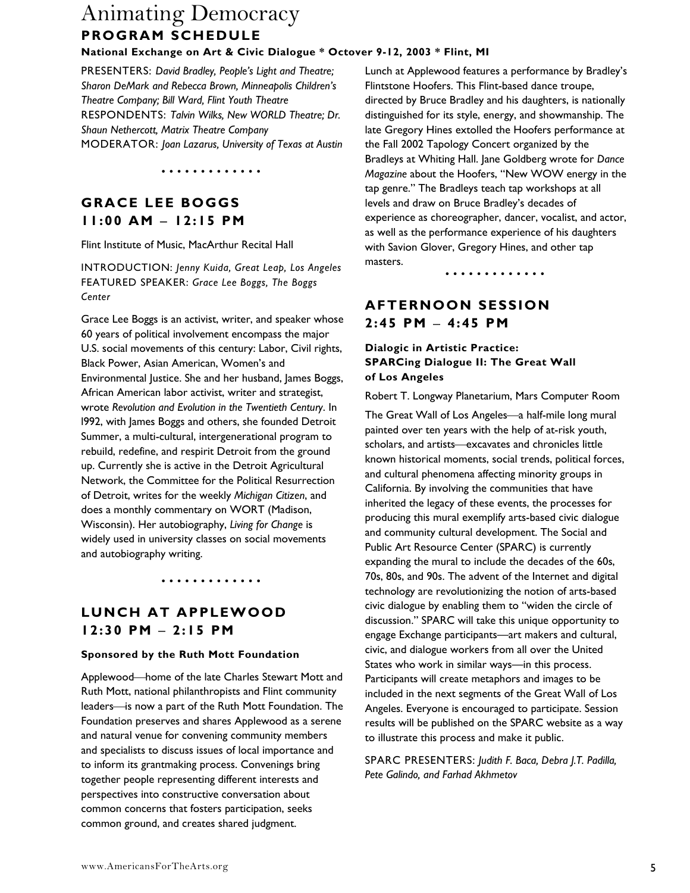# Animating Democracy
## PROGRAM SCHEDULE

**National Exchange on Art & Civic Dialogue * Octover 9-12, 2003 * Flint, MI**

PRESENTERS: *David Bradley, People's Light and Theatre; Sharon DeMark and Rebecca Brown, Minneapolis Children's Theatre Company; Bill Ward, Flint Youth Theatre*
RESPONDENTS: *Talvin Wilks, New WORLD Theatre; Dr. Shaun Nethercott, Matrix Theatre Company*
MODERATOR: *Joan Lazarus, University of Texas at Austin*

. . . . . . . . . . . . .

## GRACE LEE BOGGS
## 11:00 AM – 12:15 PM

Flint Institute of Music, MacArthur Recital Hall

INTRODUCTION: *Jenny Kuida, Great Leap, Los Angeles*
FEATURED SPEAKER: *Grace Lee Boggs, The Boggs Center*

Grace Lee Boggs is an activist, writer, and speaker whose 60 years of political involvement encompass the major U.S. social movements of this century: Labor, Civil rights, Black Power, Asian American, Women's and Environmental Justice. She and her husband, James Boggs, African American labor activist, writer and strategist, wrote *Revolution and Evolution in the Twentieth Century*. In l992, with James Boggs and others, she founded Detroit Summer, a multi-cultural, intergenerational program to rebuild, redefine, and respirit Detroit from the ground up. Currently she is active in the Detroit Agricultural Network, the Committee for the Political Resurrection of Detroit, writes for the weekly *Michigan Citizen*, and does a monthly commentary on WORT (Madison, Wisconsin). Her autobiography, *Living for Change* is widely used in university classes on social movements and autobiography writing.

. . . . . . . . . . . . .

## LUNCH AT APPLEWOOD
## 12:30 PM – 2:15 PM

**Sponsored by the Ruth Mott Foundation**

Applewood—home of the late Charles Stewart Mott and Ruth Mott, national philanthropists and Flint community leaders—is now a part of the Ruth Mott Foundation. The Foundation preserves and shares Applewood as a serene and natural venue for convening community members and specialists to discuss issues of local importance and to inform its grantmaking process. Convenings bring together people representing different interests and perspectives into constructive conversation about common concerns that fosters participation, seeks common ground, and creates shared judgment.

Lunch at Applewood features a performance by Bradley's Flintstone Hoofers. This Flint-based dance troupe, directed by Bruce Bradley and his daughters, is nationally distinguished for its style, energy, and showmanship. The late Gregory Hines extolled the Hoofers performance at the Fall 2002 Tapology Concert organized by the Bradleys at Whiting Hall. Jane Goldberg wrote for *Dance Magazine* about the Hoofers, "New WOW energy in the tap genre." The Bradleys teach tap workshops at all levels and draw on Bruce Bradley's decades of experience as choreographer, dancer, vocalist, and actor, as well as the performance experience of his daughters with Savion Glover, Gregory Hines, and other tap masters.

. . . . . . . . . . . . .

## AFTERNOON SESSION
## 2:45 PM – 4:45 PM

**Dialogic in Artistic Practice: SPARCing Dialogue II: The Great Wall of Los Angeles**

Robert T. Longway Planetarium, Mars Computer Room

The Great Wall of Los Angeles—a half-mile long mural painted over ten years with the help of at-risk youth, scholars, and artists—excavates and chronicles little known historical moments, social trends, political forces, and cultural phenomena affecting minority groups in California. By involving the communities that have inherited the legacy of these events, the processes for producing this mural exemplify arts-based civic dialogue and community cultural development. The Social and Public Art Resource Center (SPARC) is currently expanding the mural to include the decades of the 60s, 70s, 80s, and 90s. The advent of the Internet and digital technology are revolutionizing the notion of arts-based civic dialogue by enabling them to "widen the circle of discussion." SPARC will take this unique opportunity to engage Exchange participants—art makers and cultural, civic, and dialogue workers from all over the United States who work in similar ways—in this process. Participants will create metaphors and images to be included in the next segments of the Great Wall of Los Angeles. Everyone is encouraged to participate. Session results will be published on the SPARC website as a way to illustrate this process and make it public.

SPARC PRESENTERS: *Judith F. Baca, Debra J.T. Padilla, Pete Galindo, and Farhad Akhmetov*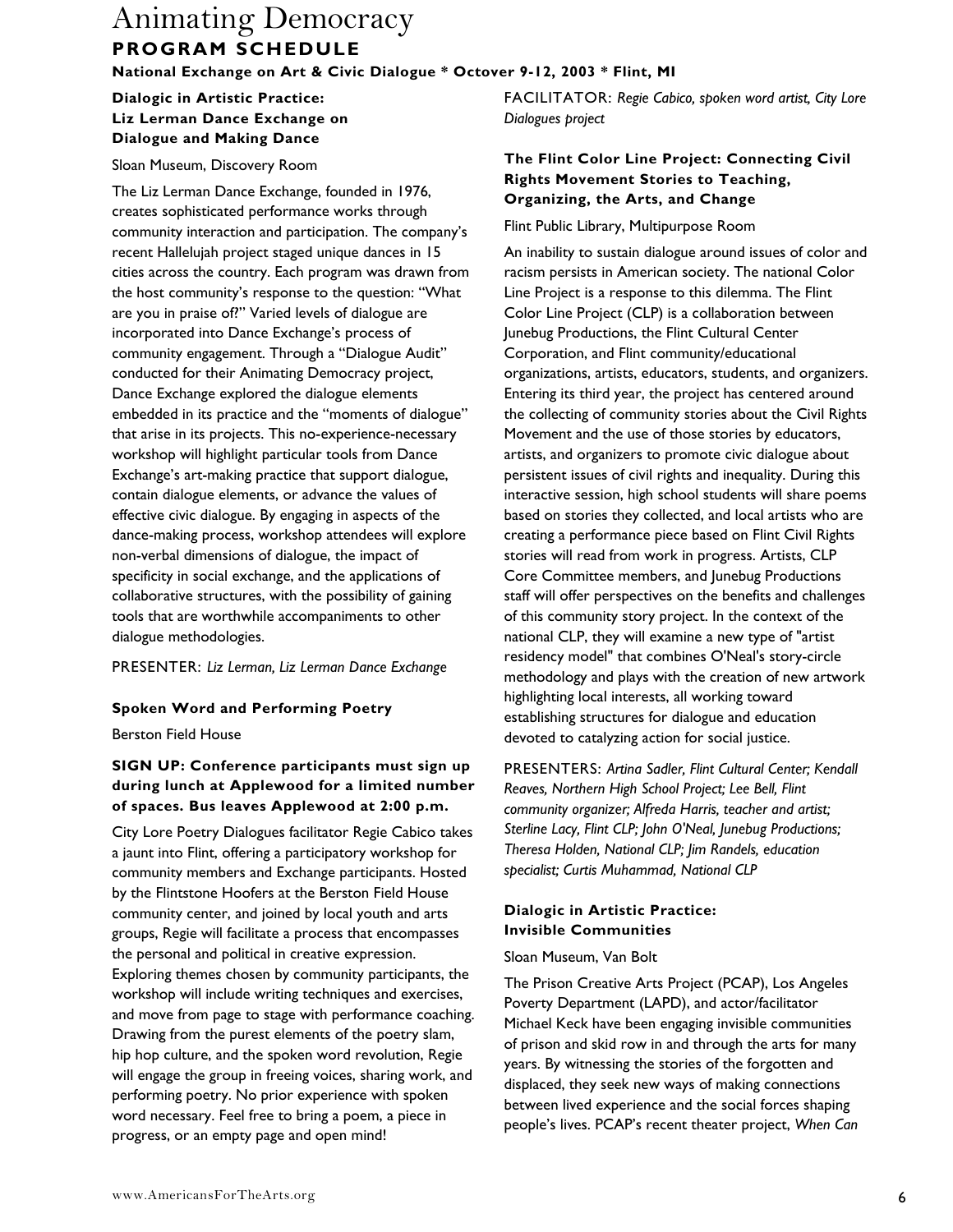# Animating Democracy

## PROGRAM SCHEDULE

**National Exchange on Art & Civic Dialogue * Octover 9-12, 2003 * Flint, MI**

### Dialogic in Artistic Practice: Liz Lerman Dance Exchange on Dialogue and Making Dance

Sloan Museum, Discovery Room

The Liz Lerman Dance Exchange, founded in 1976, creates sophisticated performance works through community interaction and participation. The company's recent Hallelujah project staged unique dances in 15 cities across the country. Each program was drawn from the host community's response to the question: "What are you in praise of?" Varied levels of dialogue are incorporated into Dance Exchange's process of community engagement. Through a "Dialogue Audit" conducted for their Animating Democracy project, Dance Exchange explored the dialogue elements embedded in its practice and the "moments of dialogue" that arise in its projects. This no-experience-necessary workshop will highlight particular tools from Dance Exchange's art-making practice that support dialogue, contain dialogue elements, or advance the values of effective civic dialogue. By engaging in aspects of the dance-making process, workshop attendees will explore non-verbal dimensions of dialogue, the impact of specificity in social exchange, and the applications of collaborative structures, with the possibility of gaining tools that are worthwhile accompaniments to other dialogue methodologies.

PRESENTER: *Liz Lerman, Liz Lerman Dance Exchange*

### Spoken Word and Performing Poetry

Berston Field House

**SIGN UP: Conference participants must sign up during lunch at Applewood for a limited number of spaces. Bus leaves Applewood at 2:00 p.m.**

City Lore Poetry Dialogues facilitator Regie Cabico takes a jaunt into Flint, offering a participatory workshop for community members and Exchange participants. Hosted by the Flintstone Hoofers at the Berston Field House community center, and joined by local youth and arts groups, Regie will facilitate a process that encompasses the personal and political in creative expression. Exploring themes chosen by community participants, the workshop will include writing techniques and exercises, and move from page to stage with performance coaching. Drawing from the purest elements of the poetry slam, hip hop culture, and the spoken word revolution, Regie will engage the group in freeing voices, sharing work, and performing poetry. No prior experience with spoken word necessary. Feel free to bring a poem, a piece in progress, or an empty page and open mind!

FACILITATOR: *Regie Cabico, spoken word artist, City Lore Dialogues project*

### The Flint Color Line Project: Connecting Civil Rights Movement Stories to Teaching, Organizing, the Arts, and Change

Flint Public Library, Multipurpose Room

An inability to sustain dialogue around issues of color and racism persists in American society. The national Color Line Project is a response to this dilemma. The Flint Color Line Project (CLP) is a collaboration between Junebug Productions, the Flint Cultural Center Corporation, and Flint community/educational organizations, artists, educators, students, and organizers. Entering its third year, the project has centered around the collecting of community stories about the Civil Rights Movement and the use of those stories by educators, artists, and organizers to promote civic dialogue about persistent issues of civil rights and inequality. During this interactive session, high school students will share poems based on stories they collected, and local artists who are creating a performance piece based on Flint Civil Rights stories will read from work in progress. Artists, CLP Core Committee members, and Junebug Productions staff will offer perspectives on the benefits and challenges of this community story project. In the context of the national CLP, they will examine a new type of "artist residency model" that combines O'Neal's story-circle methodology and plays with the creation of new artwork highlighting local interests, all working toward establishing structures for dialogue and education devoted to catalyzing action for social justice.

PRESENTERS: *Artina Sadler, Flint Cultural Center; Kendall Reaves, Northern High School Project; Lee Bell, Flint community organizer; Alfreda Harris, teacher and artist; Sterline Lacy, Flint CLP; John O'Neal, Junebug Productions; Theresa Holden, National CLP; Jim Randels, education specialist; Curtis Muhammad, National CLP*

### Dialogic in Artistic Practice: Invisible Communities

Sloan Museum, Van Bolt

The Prison Creative Arts Project (PCAP), Los Angeles Poverty Department (LAPD), and actor/facilitator Michael Keck have been engaging invisible communities of prison and skid row in and through the arts for many years. By witnessing the stories of the forgotten and displaced, they seek new ways of making connections between lived experience and the social forces shaping people's lives. PCAP's recent theater project, *When Can*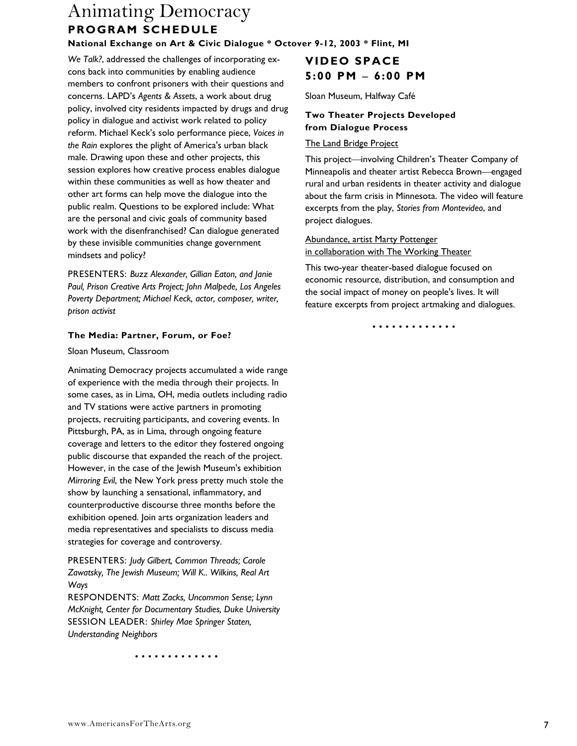*We Talk?*, addressed the challenges of incorporating ex-cons back into communities by enabling audience members to confront prisoners with their questions and concerns. LAPD's *Agents & Assets*, a work about drug policy, involved city residents impacted by drugs and drug policy in dialogue and activist work related to policy reform. Michael Keck's solo performance piece, *Voices in the Rain* explores the plight of America's urban black male. Drawing upon these and other projects, this session explores how creative process enables dialogue within these communities as well as how theater and other art forms can help move the dialogue into the public realm. Questions to be explored include: What are the personal and civic goals of community based work with the disenfranchised? Can dialogue generated by these invisible communities change government mindsets and policy?

PRESENTERS: *Buzz Alexander, Gillian Eaton, and Janie Paul, Prison Creative Arts Project; John Malpede, Los Angeles Poverty Department; Michael Keck, actor, composer, writer, prison activist*

**The Media: Partner, Forum, or Foe?**

Sloan Museum, Classroom

Animating Democracy projects accumulated a wide range of experience with the media through their projects. In some cases, as in Lima, OH, media outlets including radio and TV stations were active partners in promoting projects, recruiting participants, and covering events. In Pittsburgh, PA, as in Lima, through ongoing feature coverage and letters to the editor they fostered ongoing public discourse that expanded the reach of the project. However, in the case of the Jewish Museum's exhibition *Mirroring Evil*, the New York press pretty much stole the show by launching a sensational, inflammatory, and counterproductive discourse three months before the exhibition opened. Join arts organization leaders and media representatives and specialists to discuss media strategies for coverage and controversy.

PRESENTERS: *Judy Gilbert, Common Threads; Carole Zawatsky, The Jewish Museum; Will K.. Wilkins, Real Art Ways*
RESPONDENTS: *Matt Zacks, Uncommon Sense; Lynn McKnight, Center for Documentary Studies, Duke University*
SESSION LEADER: *Shirley Mae Springer Staten, Understanding Neighbors*

• • • • • • • • • • • • •

## VIDEO SPACE 5:00 PM – 6:00 PM

Sloan Museum, Halfway Café

**Two Theater Projects Developed from Dialogue Process**

The Land Bridge Project

This project—involving Children's Theater Company of Minneapolis and theater artist Rebecca Brown—engaged rural and urban residents in theater activity and dialogue about the farm crisis in Minnesota. The video will feature excerpts from the play, *Stories from Montevideo*, and project dialogues.

Abundance, artist Marty Pottenger in collaboration with The Working Theater

This two-year theater-based dialogue focused on economic resource, distribution, and consumption and the social impact of money on people's lives. It will feature excerpts from project artmaking and dialogues.

• • • • • • • • • • • • •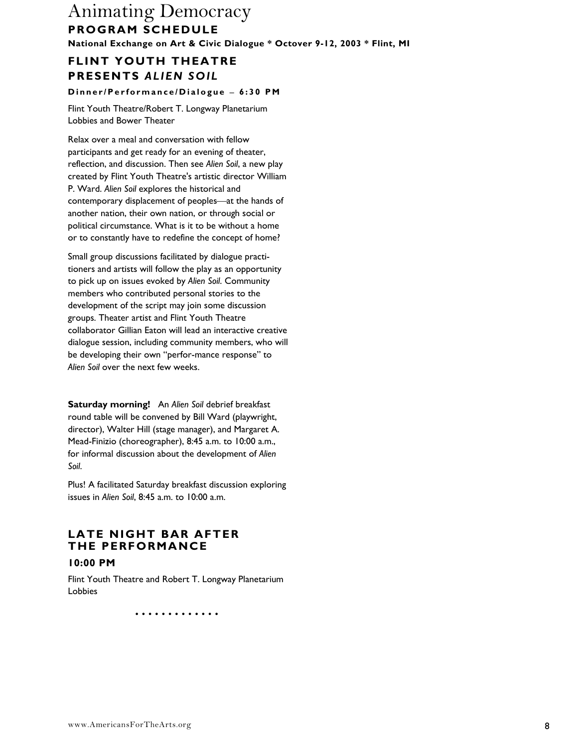# Animating Democracy

## PROGRAM SCHEDULE

**National Exchange on Art & Civic Dialogue * Octover 9-12, 2003 * Flint, MI**

## FLINT YOUTH THEATRE PRESENTS *ALIEN SOIL*

**Dinner/Performance/Dialogue – 6:30 PM**

Flint Youth Theatre/Robert T. Longway Planetarium Lobbies and Bower Theater

Relax over a meal and conversation with fellow participants and get ready for an evening of theater, reflection, and discussion. Then see *Alien Soil*, a new play created by Flint Youth Theatre's artistic director William P. Ward. *Alien Soil* explores the historical and contemporary displacement of peoples—at the hands of another nation, their own nation, or through social or political circumstance. What is it to be without a home or to constantly have to redefine the concept of home?

Small group discussions facilitated by dialogue practitioners and artists will follow the play as an opportunity to pick up on issues evoked by *Alien Soil*. Community members who contributed personal stories to the development of the script may join some discussion groups. Theater artist and Flint Youth Theatre collaborator Gillian Eaton will lead an interactive creative dialogue session, including community members, who will be developing their own "perfor-mance response" to *Alien Soil* over the next few weeks.

**Saturday morning!** An *Alien Soil* debrief breakfast round table will be convened by Bill Ward (playwright, director), Walter Hill (stage manager), and Margaret A. Mead-Finizio (choreographer), 8:45 a.m. to 10:00 a.m., for informal discussion about the development of *Alien Soil*.

Plus! A facilitated Saturday breakfast discussion exploring issues in *Alien Soil*, 8:45 a.m. to 10:00 a.m.

## LATE NIGHT BAR AFTER THE PERFORMANCE

**10:00 PM**

Flint Youth Theatre and Robert T. Longway Planetarium Lobbies

• • • • • • • • • • • • •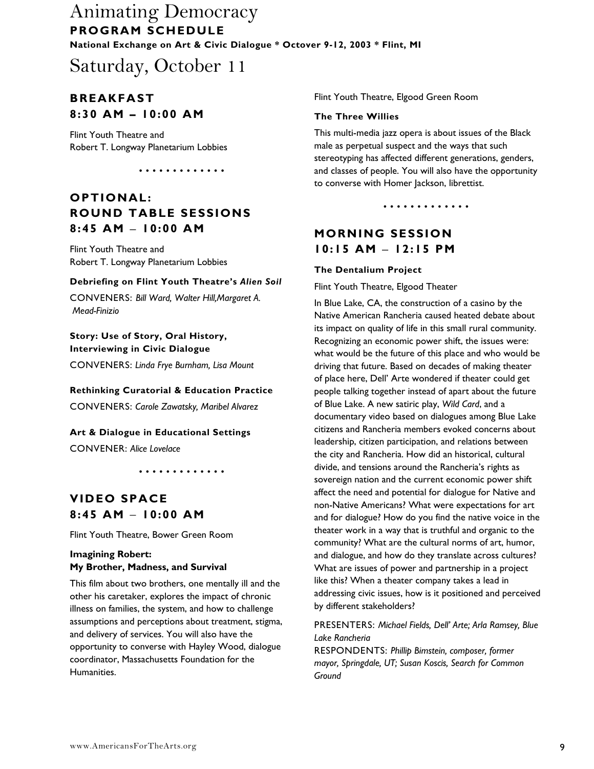# Animating Democracy

**PROGRAM SCHEDULE**

**National Exchange on Art & Civic Dialogue * Octover 9-12, 2003 * Flint, MI**

# Saturday, October 11

## BREAKFAST
## 8:30 AM – 10:00 AM

Flint Youth Theatre and
Robert T. Longway Planetarium Lobbies

. . . . . . . . . . . . .

## OPTIONAL: ROUND TABLE SESSIONS
## 8:45 AM – 10:00 AM

Flint Youth Theatre and
Robert T. Longway Planetarium Lobbies

**Debriefing on Flint Youth Theatre's *Alien Soil***

CONVENERS: *Bill Ward, Walter Hill,Margaret A. Mead-Finizio*

**Story: Use of Story, Oral History, Interviewing in Civic Dialogue**

CONVENERS: *Linda Frye Burnham, Lisa Mount*

**Rethinking Curatorial & Education Practice**

CONVENERS: *Carole Zawatsky, Maribel Alvarez*

**Art & Dialogue in Educational Settings**

CONVENER: *Alice Lovelace*

. . . . . . . . . . . . .

## VIDEO SPACE
## 8:45 AM – 10:00 AM

Flint Youth Theatre, Bower Green Room

**Imagining Robert:**
**My Brother, Madness, and Survival**

This film about two brothers, one mentally ill and the other his caretaker, explores the impact of chronic illness on families, the system, and how to challenge assumptions and perceptions about treatment, stigma, and delivery of services. You will also have the opportunity to converse with Hayley Wood, dialogue coordinator, Massachusetts Foundation for the Humanities.

Flint Youth Theatre, Elgood Green Room

**The Three Willies**

This multi-media jazz opera is about issues of the Black male as perpetual suspect and the ways that such stereotyping has affected different generations, genders, and classes of people. You will also have the opportunity to converse with Homer Jackson, librettist.

. . . . . . . . . . . . .

## MORNING SESSION
## 10:15 AM – 12:15 PM

**The Dentalium Project**

Flint Youth Theatre, Elgood Theater

In Blue Lake, CA, the construction of a casino by the Native American Rancheria caused heated debate about its impact on quality of life in this small rural community. Recognizing an economic power shift, the issues were: what would be the future of this place and who would be driving that future. Based on decades of making theater of place here, Dell' Arte wondered if theater could get people talking together instead of apart about the future of Blue Lake. A new satiric play, *Wild Card*, and a documentary video based on dialogues among Blue Lake citizens and Rancheria members evoked concerns about leadership, citizen participation, and relations between the city and Rancheria. How did an historical, cultural divide, and tensions around the Rancheria's rights as sovereign nation and the current economic power shift affect the need and potential for dialogue for Native and non-Native Americans? What were expectations for art and for dialogue? How do you find the native voice in the theater work in a way that is truthful and organic to the community? What are the cultural norms of art, humor, and dialogue, and how do they translate across cultures? What are issues of power and partnership in a project like this? When a theater company takes a lead in addressing civic issues, how is it positioned and perceived by different stakeholders?

PRESENTERS: *Michael Fields, Dell' Arte; Arla Ramsey, Blue Lake Rancheria*
RESPONDENTS: *Phillip Bimstein, composer, former mayor, Springdale, UT; Susan Koscis, Search for Common Ground*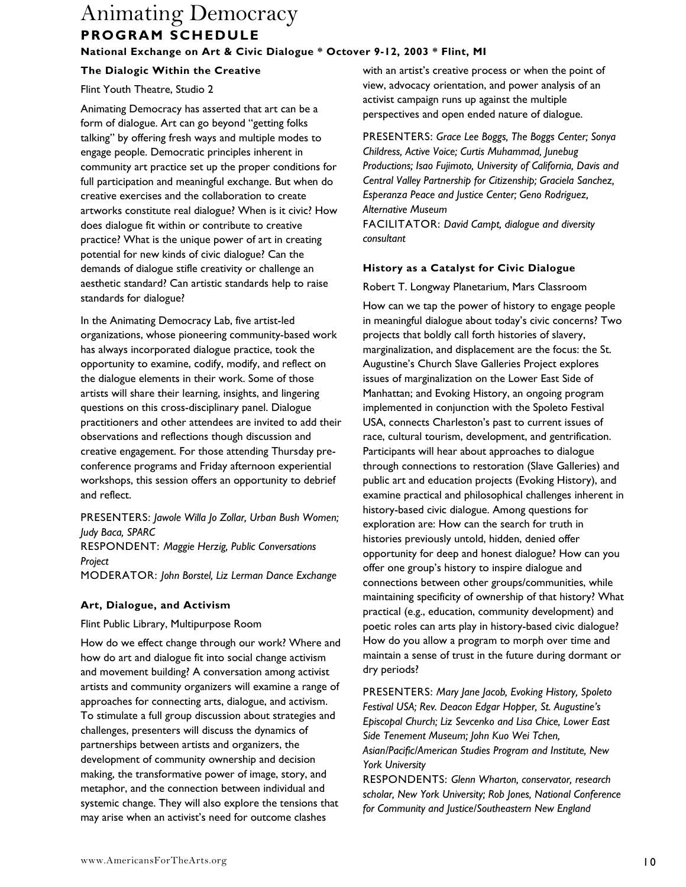# Animating Democracy

## PROGRAM SCHEDULE

**National Exchange on Art & Civic Dialogue * Octover 9-12, 2003 * Flint, MI**

### The Dialogic Within the Creative

Flint Youth Theatre, Studio 2

Animating Democracy has asserted that art can be a form of dialogue. Art can go beyond "getting folks talking" by offering fresh ways and multiple modes to engage people. Democratic principles inherent in community art practice set up the proper conditions for full participation and meaningful exchange. But when do creative exercises and the collaboration to create artworks constitute real dialogue? When is it civic? How does dialogue fit within or contribute to creative practice? What is the unique power of art in creating potential for new kinds of civic dialogue? Can the demands of dialogue stifle creativity or challenge an aesthetic standard? Can artistic standards help to raise standards for dialogue?

In the Animating Democracy Lab, five artist-led organizations, whose pioneering community-based work has always incorporated dialogue practice, took the opportunity to examine, codify, modify, and reflect on the dialogue elements in their work. Some of those artists will share their learning, insights, and lingering questions on this cross-disciplinary panel. Dialogue practitioners and other attendees are invited to add their observations and reflections though discussion and creative engagement. For those attending Thursday pre-conference programs and Friday afternoon experiential workshops, this session offers an opportunity to debrief and reflect.

PRESENTERS: *Jawole Willa Jo Zollar, Urban Bush Women; Judy Baca, SPARC*
RESPONDENT: *Maggie Herzig, Public Conversations Project*
MODERATOR: *John Borstel, Liz Lerman Dance Exchange*

### Art, Dialogue, and Activism

Flint Public Library, Multipurpose Room

How do we effect change through our work? Where and how do art and dialogue fit into social change activism and movement building? A conversation among activist artists and community organizers will examine a range of approaches for connecting arts, dialogue, and activism. To stimulate a full group discussion about strategies and challenges, presenters will discuss the dynamics of partnerships between artists and organizers, the development of community ownership and decision making, the transformative power of image, story, and metaphor, and the connection between individual and systemic change. They will also explore the tensions that may arise when an activist's need for outcome clashes with an artist's creative process or when the point of view, advocacy orientation, and power analysis of an activist campaign runs up against the multiple perspectives and open ended nature of dialogue.

PRESENTERS: *Grace Lee Boggs, The Boggs Center; Sonya Childress, Active Voice; Curtis Muhammad, Junebug Productions; Isao Fujimoto, University of California, Davis and Central Valley Partnership for Citizenship; Graciela Sanchez, Esperanza Peace and Justice Center; Geno Rodriguez, Alternative Museum*
FACILITATOR: *David Campt, dialogue and diversity consultant*

### History as a Catalyst for Civic Dialogue

Robert T. Longway Planetarium, Mars Classroom

How can we tap the power of history to engage people in meaningful dialogue about today's civic concerns? Two projects that boldly call forth histories of slavery, marginalization, and displacement are the focus: the St. Augustine's Church Slave Galleries Project explores issues of marginalization on the Lower East Side of Manhattan; and Evoking History, an ongoing program implemented in conjunction with the Spoleto Festival USA, connects Charleston's past to current issues of race, cultural tourism, development, and gentrification. Participants will hear about approaches to dialogue through connections to restoration (Slave Galleries) and public art and education projects (Evoking History), and examine practical and philosophical challenges inherent in history-based civic dialogue. Among questions for exploration are: How can the search for truth in histories previously untold, hidden, denied offer opportunity for deep and honest dialogue? How can you offer one group's history to inspire dialogue and connections between other groups/communities, while maintaining specificity of ownership of that history? What practical (e.g., education, community development) and poetic roles can arts play in history-based civic dialogue? How do you allow a program to morph over time and maintain a sense of trust in the future during dormant or dry periods?

PRESENTERS: *Mary Jane Jacob, Evoking History, Spoleto Festival USA; Rev. Deacon Edgar Hopper, St. Augustine's Episcopal Church; Liz Sevcenko and Lisa Chice, Lower East Side Tenement Museum; John Kuo Wei Tchen, Asian/Pacific/American Studies Program and Institute, New York University*
RESPONDENTS: *Glenn Wharton, conservator, research scholar, New York University; Rob Jones, National Conference for Community and Justice/Southeastern New England*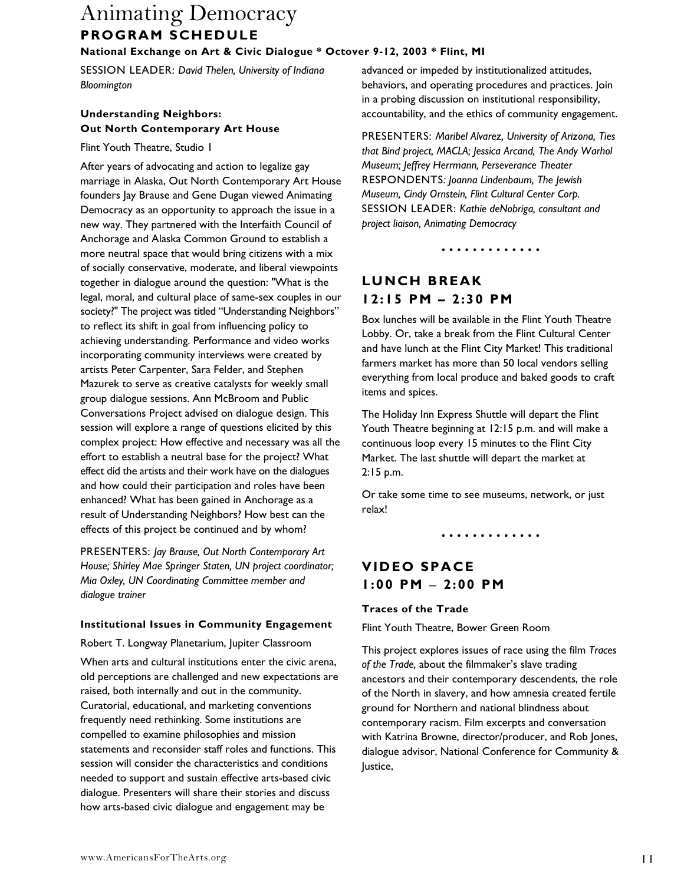# Animating Democracy

## PROGRAM SCHEDULE

**National Exchange on Art & Civic Dialogue * Octover 9-12, 2003 * Flint, MI**

SESSION LEADER: *David Thelen, University of Indiana Bloomington*

### Understanding Neighbors: Out North Contemporary Art House

Flint Youth Theatre, Studio 1

After years of advocating and action to legalize gay marriage in Alaska, Out North Contemporary Art House founders Jay Brause and Gene Dugan viewed Animating Democracy as an opportunity to approach the issue in a new way. They partnered with the Interfaith Council of Anchorage and Alaska Common Ground to establish a more neutral space that would bring citizens with a mix of socially conservative, moderate, and liberal viewpoints together in dialogue around the question: "What is the legal, moral, and cultural place of same-sex couples in our society?" The project was titled "Understanding Neighbors" to reflect its shift in goal from influencing policy to achieving understanding. Performance and video works incorporating community interviews were created by artists Peter Carpenter, Sara Felder, and Stephen Mazurek to serve as creative catalysts for weekly small group dialogue sessions. Ann McBroom and Public Conversations Project advised on dialogue design. This session will explore a range of questions elicited by this complex project: How effective and necessary was all the effort to establish a neutral base for the project? What effect did the artists and their work have on the dialogues and how could their participation and roles have been enhanced? What has been gained in Anchorage as a result of Understanding Neighbors? How best can the effects of this project be continued and by whom?

PRESENTERS: *Jay Brause, Out North Contemporary Art House; Shirley Mae Springer Staten, UN project coordinator; Mia Oxley, UN Coordinating Committee member and dialogue trainer*

### Institutional Issues in Community Engagement

Robert T. Longway Planetarium, Jupiter Classroom

When arts and cultural institutions enter the civic arena, old perceptions are challenged and new expectations are raised, both internally and out in the community. Curatorial, educational, and marketing conventions frequently need rethinking. Some institutions are compelled to examine philosophies and mission statements and reconsider staff roles and functions. This session will consider the characteristics and conditions needed to support and sustain effective arts-based civic dialogue. Presenters will share their stories and discuss how arts-based civic dialogue and engagement may be advanced or impeded by institutionalized attitudes, behaviors, and operating procedures and practices. Join in a probing discussion on institutional responsibility, accountability, and the ethics of community engagement.

PRESENTERS: *Maribel Alvarez, University of Arizona, Ties that Bind project, MACLA; Jessica Arcand, The Andy Warhol Museum; Jeffrey Herrmann, Perseverance Theater*
RESPONDENTS*: Joanna Lindenbaum, The Jewish Museum, Cindy Ornstein, Flint Cultural Center Corp.*
SESSION LEADER: *Kathie deNobriga, consultant and project liaison, Animating Democracy*

. . . . . . . . . . . . .

## LUNCH BREAK 12:15 PM – 2:30 PM

Box lunches will be available in the Flint Youth Theatre Lobby. Or, take a break from the Flint Cultural Center and have lunch at the Flint City Market! This traditional farmers market has more than 50 local vendors selling everything from local produce and baked goods to craft items and spices.

The Holiday Inn Express Shuttle will depart the Flint Youth Theatre beginning at 12:15 p.m. and will make a continuous loop every 15 minutes to the Flint City Market. The last shuttle will depart the market at 2:15 p.m.

Or take some time to see museums, network, or just relax!

. . . . . . . . . . . . .

## VIDEO SPACE 1:00 PM – 2:00 PM

### Traces of the Trade

Flint Youth Theatre, Bower Green Room

This project explores issues of race using the film *Traces of the Trade,* about the filmmaker's slave trading ancestors and their contemporary descendents, the role of the North in slavery, and how amnesia created fertile ground for Northern and national blindness about contemporary racism. Film excerpts and conversation with Katrina Browne, director/producer, and Rob Jones, dialogue advisor, National Conference for Community & Justice,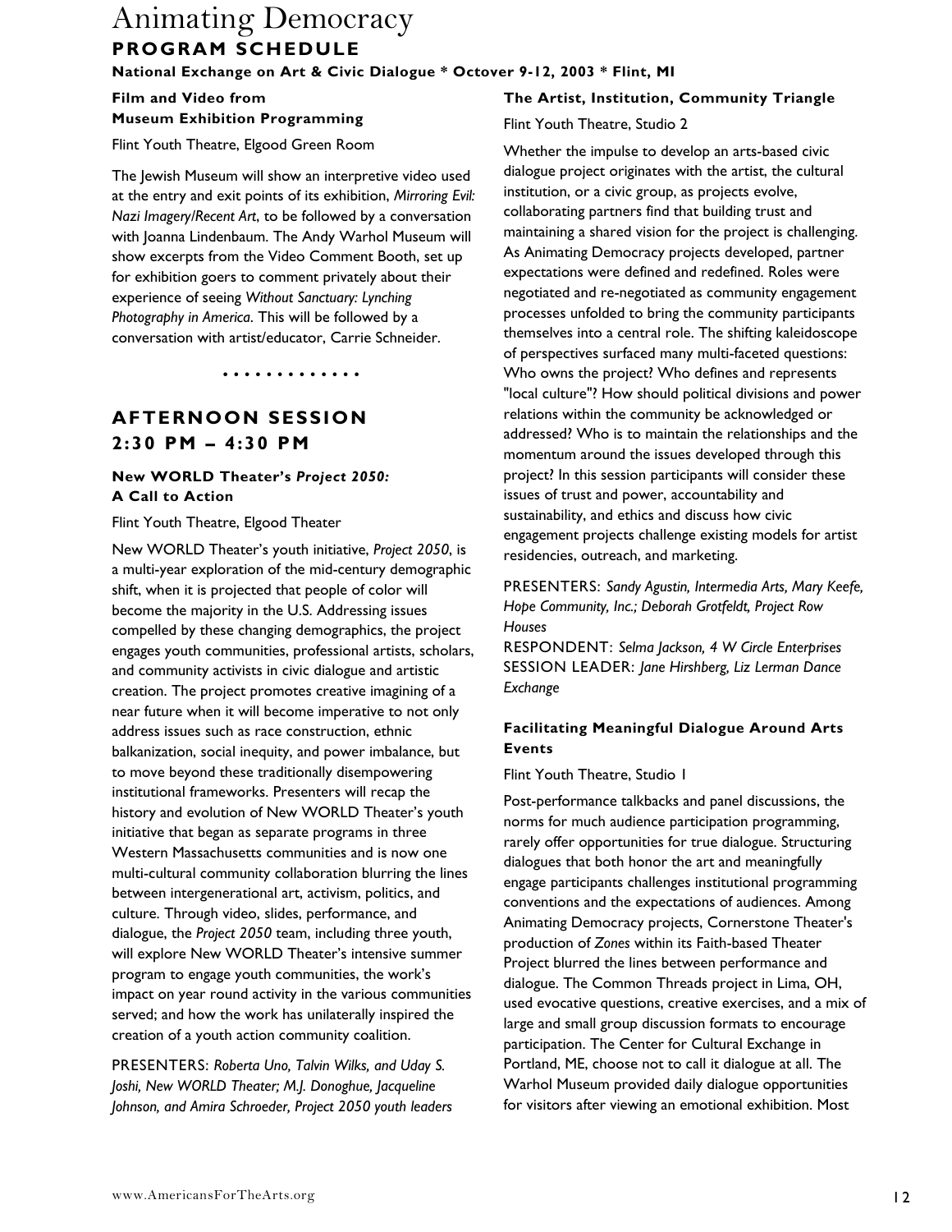# Animating Democracy

## PROGRAM SCHEDULE

**National Exchange on Art & Civic Dialogue * Octover 9-12, 2003 * Flint, MI**

### Film and Video from Museum Exhibition Programming

Flint Youth Theatre, Elgood Green Room

The Jewish Museum will show an interpretive video used at the entry and exit points of its exhibition, *Mirroring Evil: Nazi Imagery/Recent Art*, to be followed by a conversation with Joanna Lindenbaum. The Andy Warhol Museum will show excerpts from the Video Comment Booth, set up for exhibition goers to comment privately about their experience of seeing *Without Sanctuary: Lynching Photography in America*. This will be followed by a conversation with artist/educator, Carrie Schneider.

• • • • • • • • • • • • •

## AFTERNOON SESSION 2:30 PM – 4:30 PM

### New WORLD Theater's *Project 2050:* A Call to Action

Flint Youth Theatre, Elgood Theater

New WORLD Theater's youth initiative, *Project 2050*, is a multi-year exploration of the mid-century demographic shift, when it is projected that people of color will become the majority in the U.S. Addressing issues compelled by these changing demographics, the project engages youth communities, professional artists, scholars, and community activists in civic dialogue and artistic creation. The project promotes creative imagining of a near future when it will become imperative to not only address issues such as race construction, ethnic balkanization, social inequity, and power imbalance, but to move beyond these traditionally disempowering institutional frameworks. Presenters will recap the history and evolution of New WORLD Theater's youth initiative that began as separate programs in three Western Massachusetts communities and is now one multi-cultural community collaboration blurring the lines between intergenerational art, activism, politics, and culture. Through video, slides, performance, and dialogue, the *Project 2050* team, including three youth, will explore New WORLD Theater's intensive summer program to engage youth communities, the work's impact on year round activity in the various communities served; and how the work has unilaterally inspired the creation of a youth action community coalition.

PRESENTERS: *Roberta Uno, Talvin Wilks, and Uday S. Joshi, New WORLD Theater; M.J. Donoghue, Jacqueline Johnson, and Amira Schroeder, Project 2050 youth leaders*

### The Artist, Institution, Community Triangle

Flint Youth Theatre, Studio 2

Whether the impulse to develop an arts-based civic dialogue project originates with the artist, the cultural institution, or a civic group, as projects evolve, collaborating partners find that building trust and maintaining a shared vision for the project is challenging. As Animating Democracy projects developed, partner expectations were defined and redefined. Roles were negotiated and re-negotiated as community engagement processes unfolded to bring the community participants themselves into a central role. The shifting kaleidoscope of perspectives surfaced many multi-faceted questions: Who owns the project? Who defines and represents "local culture"? How should political divisions and power relations within the community be acknowledged or addressed? Who is to maintain the relationships and the momentum around the issues developed through this project? In this session participants will consider these issues of trust and power, accountability and sustainability, and ethics and discuss how civic engagement projects challenge existing models for artist residencies, outreach, and marketing.

PRESENTERS: *Sandy Agustin, Intermedia Arts, Mary Keefe, Hope Community, Inc.; Deborah Grotfeldt, Project Row Houses*
RESPONDENT: *Selma Jackson, 4 W Circle Enterprises*
SESSION LEADER: *Jane Hirshberg, Liz Lerman Dance Exchange*

### Facilitating Meaningful Dialogue Around Arts Events

Flint Youth Theatre, Studio 1

Post-performance talkbacks and panel discussions, the norms for much audience participation programming, rarely offer opportunities for true dialogue. Structuring dialogues that both honor the art and meaningfully engage participants challenges institutional programming conventions and the expectations of audiences. Among Animating Democracy projects, Cornerstone Theater's production of *Zones* within its Faith-based Theater Project blurred the lines between performance and dialogue. The Common Threads project in Lima, OH, used evocative questions, creative exercises, and a mix of large and small group discussion formats to encourage participation. The Center for Cultural Exchange in Portland, ME, choose not to call it dialogue at all. The Warhol Museum provided daily dialogue opportunities for visitors after viewing an emotional exhibition. Most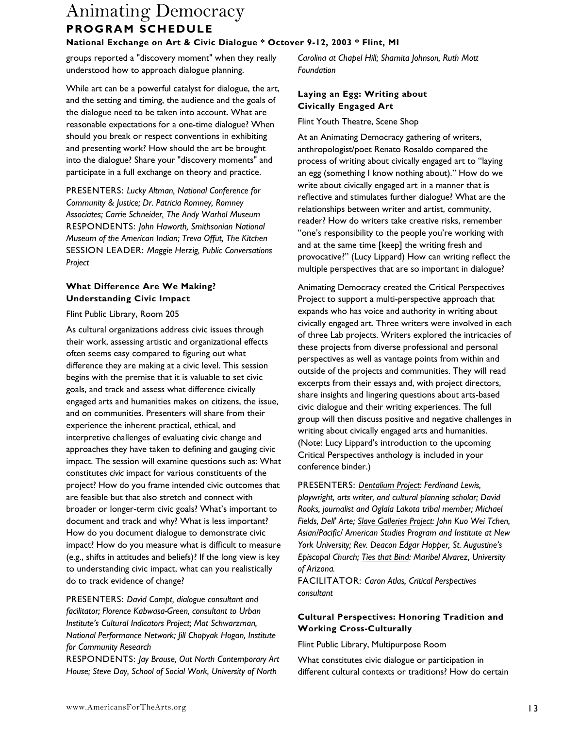groups reported a "discovery moment" when they really understood how to approach dialogue planning.

While art can be a powerful catalyst for dialogue, the art, and the setting and timing, the audience and the goals of the dialogue need to be taken into account. What are reasonable expectations for a one-time dialogue? When should you break or respect conventions in exhibiting and presenting work? How should the art be brought into the dialogue? Share your "discovery moments" and participate in a full exchange on theory and practice.

PRESENTERS: *Lucky Altman, National Conference for Community & Justice; Dr. Patricia Romney, Romney Associates; Carrie Schneider, The Andy Warhol Museum*
RESPONDENTS: *John Haworth, Smithsonian National Museum of the American Indian; Treva Offut, The Kitchen*
SESSION LEADER: *Maggie Herzig, Public Conversations Project*

### What Difference Are We Making? Understanding Civic Impact

Flint Public Library, Room 205

As cultural organizations address civic issues through their work, assessing artistic and organizational effects often seems easy compared to figuring out what difference they are making at a civic level. This session begins with the premise that it is valuable to set civic goals, and track and assess what difference civically engaged arts and humanities makes on citizens, the issue, and on communities. Presenters will share from their experience the inherent practical, ethical, and interpretive challenges of evaluating civic change and approaches they have taken to defining and gauging civic impact. The session will examine questions such as: What constitutes *civic* impact for various constituents of the project? How do you frame intended civic outcomes that are feasible but that also stretch and connect with broader or longer-term civic goals? What's important to document and track and why? What is less important? How do you document dialogue to demonstrate civic impact? How do you measure what is difficult to measure (e.g., shifts in attitudes and beliefs)? If the long view is key to understanding civic impact, what can you realistically do to track evidence of change?

PRESENTERS: *David Campt, dialogue consultant and facilitator; Florence Kabwasa-Green, consultant to Urban Institute's Cultural Indicators Project; Mat Schwarzman, National Performance Network; Jill Chopyak Hogan, Institute for Community Research*
RESPONDENTS: *Jay Brause, Out North Contemporary Art House; Steve Day, School of Social Work, University of North Carolina at Chapel Hill; Sharnita Johnson, Ruth Mott Foundation*

### Laying an Egg: Writing about Civically Engaged Art

Flint Youth Theatre, Scene Shop

At an Animating Democracy gathering of writers, anthropologist/poet Renato Rosaldo compared the process of writing about civically engaged art to "laying an egg (something I know nothing about)." How do we write about civically engaged art in a manner that is reflective and stimulates further dialogue? What are the relationships between writer and artist, community, reader? How do writers take creative risks, remember "one's responsibility to the people you're working with and at the same time [keep] the writing fresh and provocative?" (Lucy Lippard) How can writing reflect the multiple perspectives that are so important in dialogue?

Animating Democracy created the Critical Perspectives Project to support a multi-perspective approach that expands who has voice and authority in writing about civically engaged art. Three writers were involved in each of three Lab projects. Writers explored the intricacies of these projects from diverse professional and personal perspectives as well as vantage points from within and outside of the projects and communities. They will read excerpts from their essays and, with project directors, share insights and lingering questions about arts-based civic dialogue and their writing experiences. The full group will then discuss positive and negative challenges in writing about civically engaged arts and humanities. (Note: Lucy Lippard's introduction to the upcoming Critical Perspectives anthology is included in your conference binder.)

PRESENTERS: *Dentalium Project: Ferdinand Lewis, playwright, arts writer, and cultural planning scholar; David Rooks, journalist and Oglala Lakota tribal member; Michael Fields, Dell' Arte; Slave Galleries Project: John Kuo Wei Tchen, Asian/Pacific/ American Studies Program and Institute at New York University; Rev. Deacon Edgar Hopper, St. Augustine's Episcopal Church; Ties that Bind: Maribel Alvarez, University of Arizona.*
FACILITATOR: *Caron Atlas, Critical Perspectives consultant*

### Cultural Perspectives: Honoring Tradition and Working Cross-Culturally

Flint Public Library, Multipurpose Room

What constitutes civic dialogue or participation in different cultural contexts or traditions? How do certain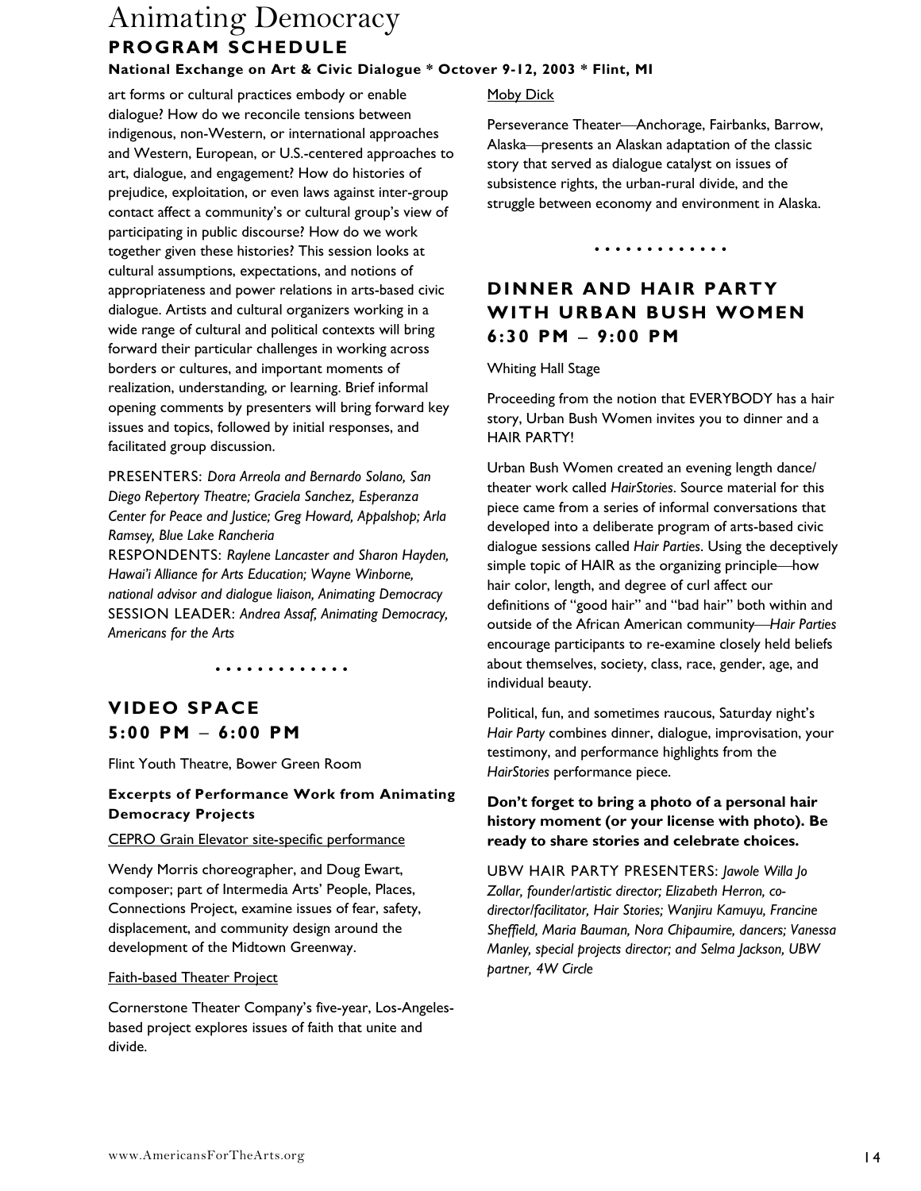art forms or cultural practices embody or enable dialogue? How do we reconcile tensions between indigenous, non-Western, or international approaches and Western, European, or U.S.-centered approaches to art, dialogue, and engagement? How do histories of prejudice, exploitation, or even laws against inter-group contact affect a community's or cultural group's view of participating in public discourse? How do we work together given these histories? This session looks at cultural assumptions, expectations, and notions of appropriateness and power relations in arts-based civic dialogue. Artists and cultural organizers working in a wide range of cultural and political contexts will bring forward their particular challenges in working across borders or cultures, and important moments of realization, understanding, or learning. Brief informal opening comments by presenters will bring forward key issues and topics, followed by initial responses, and facilitated group discussion.

PRESENTERS: *Dora Arreola and Bernardo Solano, San Diego Repertory Theatre; Graciela Sanchez, Esperanza Center for Peace and Justice; Greg Howard, Appalshop; Arla Ramsey, Blue Lake Rancheria*
RESPONDENTS: *Raylene Lancaster and Sharon Hayden, Hawai'i Alliance for Arts Education; Wayne Winborne, national advisor and dialogue liaison, Animating Democracy*
SESSION LEADER: *Andrea Assaf, Animating Democracy, Americans for the Arts*

• • • • • • • • • • • • •

## VIDEO SPACE 5:00 PM – 6:00 PM

Flint Youth Theatre, Bower Green Room

**Excerpts of Performance Work from Animating Democracy Projects**

CEPRO Grain Elevator site-specific performance

Wendy Morris choreographer, and Doug Ewart, composer; part of Intermedia Arts' People, Places, Connections Project, examine issues of fear, safety, displacement, and community design around the development of the Midtown Greenway.

Faith-based Theater Project

Cornerstone Theater Company's five-year, Los-Angeles-based project explores issues of faith that unite and divide.

Moby Dick

Perseverance Theater—Anchorage, Fairbanks, Barrow, Alaska—presents an Alaskan adaptation of the classic story that served as dialogue catalyst on issues of subsistence rights, the urban-rural divide, and the struggle between economy and environment in Alaska.

• • • • • • • • • • • • •

## DINNER AND HAIR PARTY WITH URBAN BUSH WOMEN 6:30 PM – 9:00 PM

Whiting Hall Stage

Proceeding from the notion that EVERYBODY has a hair story, Urban Bush Women invites you to dinner and a HAIR PARTY!

Urban Bush Women created an evening length dance/ theater work called *HairStories*. Source material for this piece came from a series of informal conversations that developed into a deliberate program of arts-based civic dialogue sessions called *Hair Parties*. Using the deceptively simple topic of HAIR as the organizing principle—how hair color, length, and degree of curl affect our definitions of "good hair" and "bad hair" both within and outside of the African American community—*Hair Parties* encourage participants to re-examine closely held beliefs about themselves, society, class, race, gender, age, and individual beauty.

Political, fun, and sometimes raucous, Saturday night's *Hair Party* combines dinner, dialogue, improvisation, your testimony, and performance highlights from the *HairStories* performance piece.

**Don't forget to bring a photo of a personal hair history moment (or your license with photo). Be ready to share stories and celebrate choices.**

UBW HAIR PARTY PRESENTERS: *Jawole Willa Jo Zollar, founder/artistic director; Elizabeth Herron, co-director/facilitator, Hair Stories; Wanjiru Kamuyu, Francine Sheffield, Maria Bauman, Nora Chipaumire, dancers; Vanessa Manley, special projects director; and Selma Jackson, UBW partner, 4W Circle*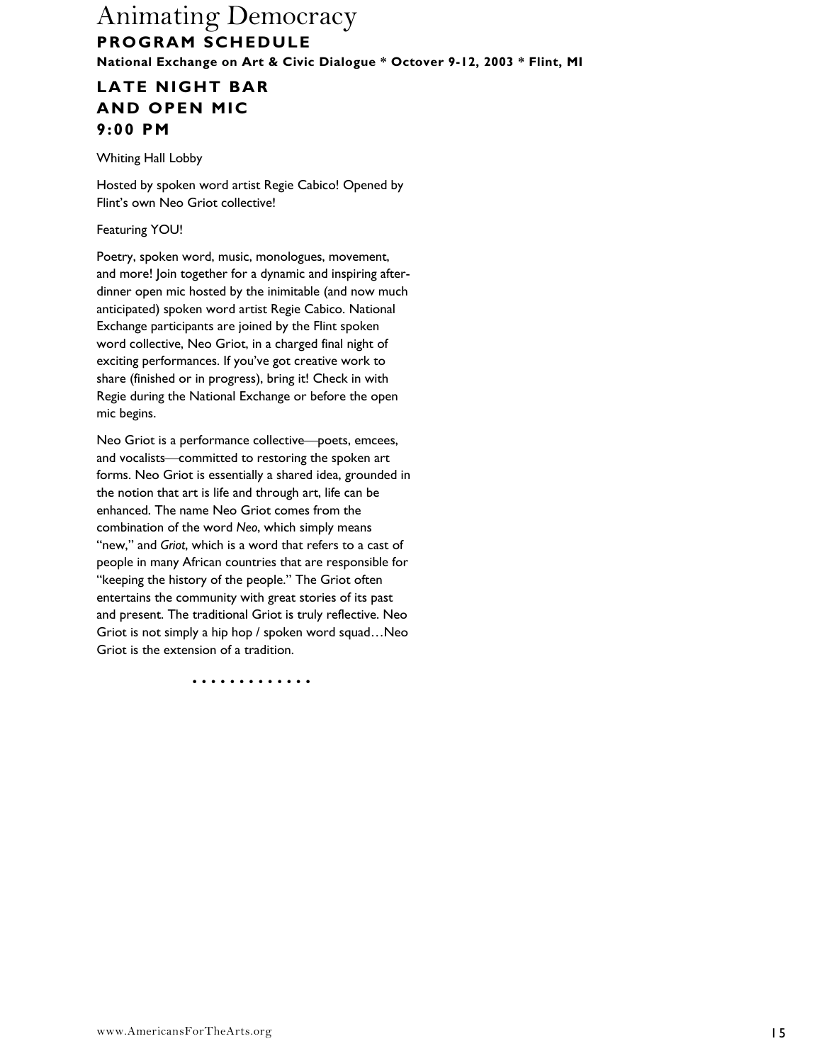# Animating Democracy

## PROGRAM SCHEDULE

**National Exchange on Art & Civic Dialogue * Octover 9-12, 2003 * Flint, MI**

## LATE NIGHT BAR AND OPEN MIC 9:00 PM

Whiting Hall Lobby

Hosted by spoken word artist Regie Cabico! Opened by Flint's own Neo Griot collective!

Featuring YOU!

Poetry, spoken word, music, monologues, movement, and more! Join together for a dynamic and inspiring after-dinner open mic hosted by the inimitable (and now much anticipated) spoken word artist Regie Cabico. National Exchange participants are joined by the Flint spoken word collective, Neo Griot, in a charged final night of exciting performances. If you've got creative work to share (finished or in progress), bring it! Check in with Regie during the National Exchange or before the open mic begins.

Neo Griot is a performance collective—poets, emcees, and vocalists—committed to restoring the spoken art forms. Neo Griot is essentially a shared idea, grounded in the notion that art is life and through art, life can be enhanced. The name Neo Griot comes from the combination of the word *Neo*, which simply means "new," and *Griot*, which is a word that refers to a cast of people in many African countries that are responsible for "keeping the history of the people." The Griot often entertains the community with great stories of its past and present. The traditional Griot is truly reflective. Neo Griot is not simply a hip hop / spoken word squad…Neo Griot is the extension of a tradition.

• • • • • • • • • • • • •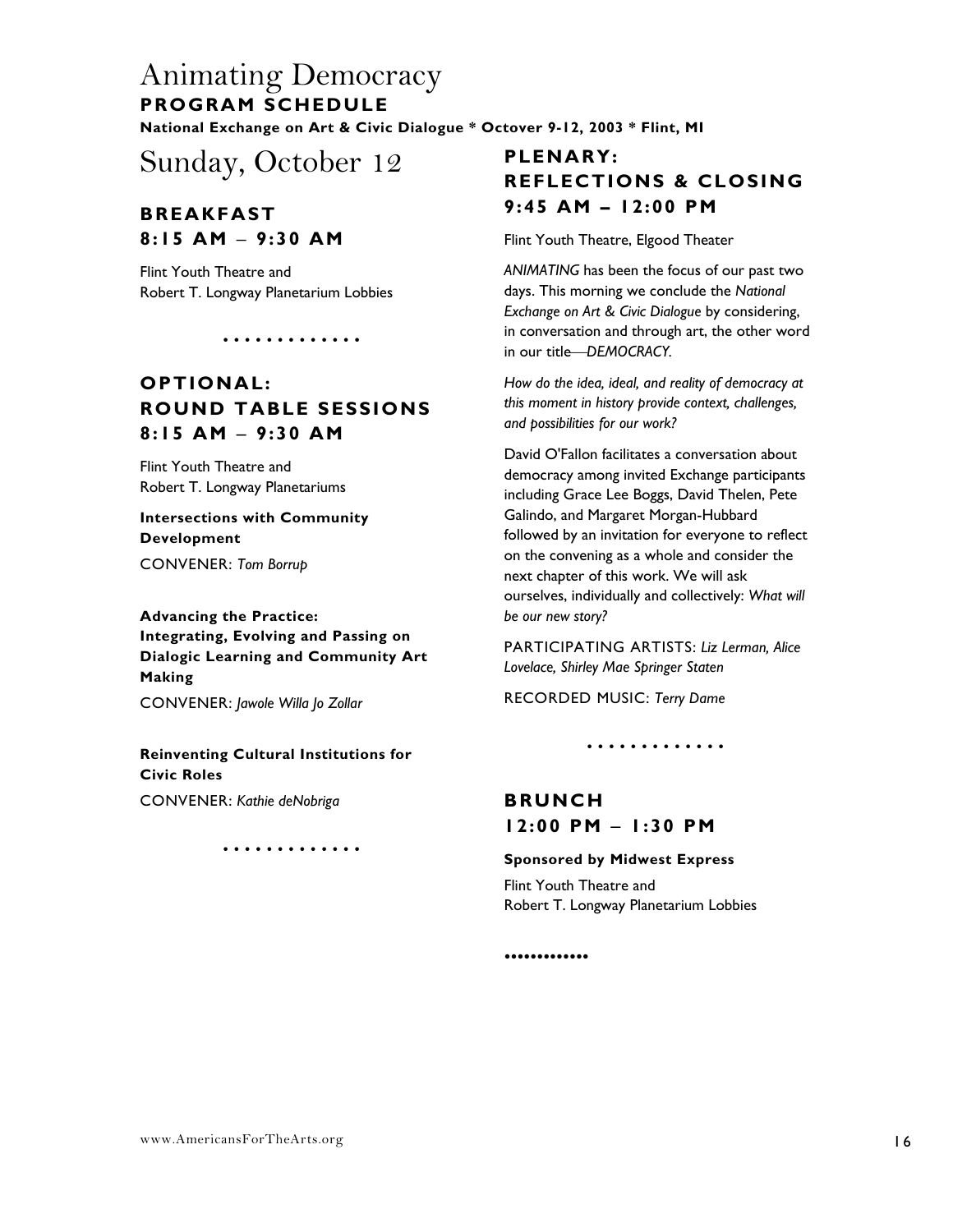# Animating Democracy

## PROGRAM SCHEDULE

**National Exchange on Art & Civic Dialogue * Octover 9-12, 2003 * Flint, MI**

# Sunday, October 12

### BREAKFAST
### 8:15 AM – 9:30 AM

Flint Youth Theatre and
Robert T. Longway Planetarium Lobbies

. . . . . . . . . . . . .

### OPTIONAL: ROUND TABLE SESSIONS
### 8:15 AM – 9:30 AM

Flint Youth Theatre and
Robert T. Longway Planetariums

**Intersections with Community Development**

CONVENER: *Tom Borrup*

**Advancing the Practice: Integrating, Evolving and Passing on Dialogic Learning and Community Art Making**

CONVENER: *Jawole Willa Jo Zollar*

**Reinventing Cultural Institutions for Civic Roles**

CONVENER: *Kathie deNobriga*

. . . . . . . . . . . . .

### PLENARY: REFLECTIONS & CLOSING
### 9:45 AM – 12:00 PM

Flint Youth Theatre, Elgood Theater

*ANIMATING* has been the focus of our past two days. This morning we conclude the *National Exchange on Art & Civic Dialogue* by considering, in conversation and through art, the other word in our title—*DEMOCRACY*.

*How do the idea, ideal, and reality of democracy at this moment in history provide context, challenges, and possibilities for our work?*

David O'Fallon facilitates a conversation about democracy among invited Exchange participants including Grace Lee Boggs, David Thelen, Pete Galindo, and Margaret Morgan-Hubbard followed by an invitation for everyone to reflect on the convening as a whole and consider the next chapter of this work. We will ask ourselves, individually and collectively: *What will be our new story?*

PARTICIPATING ARTISTS: *Liz Lerman, Alice Lovelace, Shirley Mae Springer Staten*

RECORDED MUSIC: *Terry Dame*

. . . . . . . . . . . . .

### BRUNCH
### 12:00 PM – 1:30 PM

**Sponsored by Midwest Express**

Flint Youth Theatre and
Robert T. Longway Planetarium Lobbies

.............